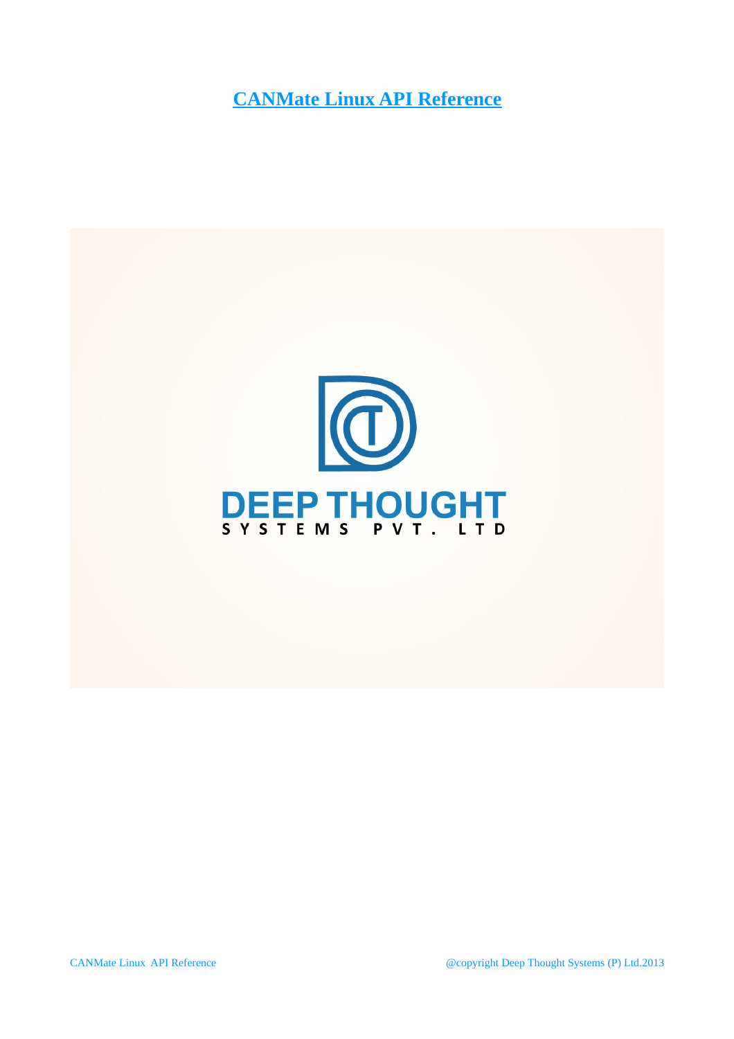# CANMate Linux API Reference

DEEP THOUGHT

SYSTEMS PVT. LTD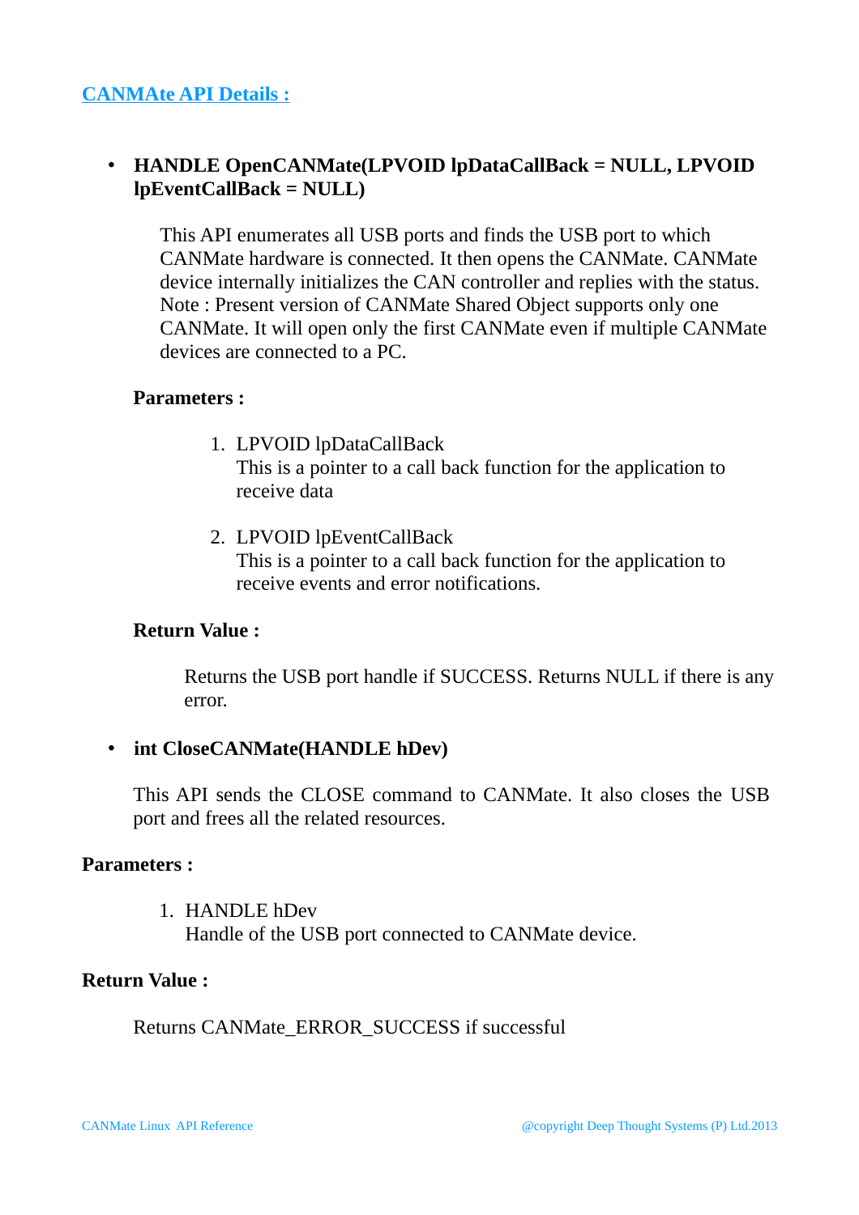## CANMAte API Details :

- **HANDLE OpenCANMate(LPVOID lpDataCallBack = NULL, LPVOID lpEventCallBack = NULL)**

  This API enumerates all USB ports and finds the USB port to which CANMate hardware is connected. It then opens the CANMate. CANMate device internally initializes the CAN controller and replies with the status. Note : Present version of CANMate Shared Object supports only one CANMate. It will open only the first CANMate even if multiple CANMate devices are connected to a PC.

  **Parameters :**

  1. LPVOID lpDataCallBack
     This is a pointer to a call back function for the application to receive data
  2. LPVOID lpEventCallBack
     This is a pointer to a call back function for the application to receive events and error notifications.

  **Return Value :**

  Returns the USB port handle if SUCCESS. Returns NULL if there is any error.

- **int CloseCANMate(HANDLE hDev)**

  This API sends the CLOSE command to CANMate. It also closes the USB port and frees all the related resources.

**Parameters :**

1. HANDLE hDev
   Handle of the USB port connected to CANMate device.

**Return Value :**

Returns CANMate_ERROR_SUCCESS if successful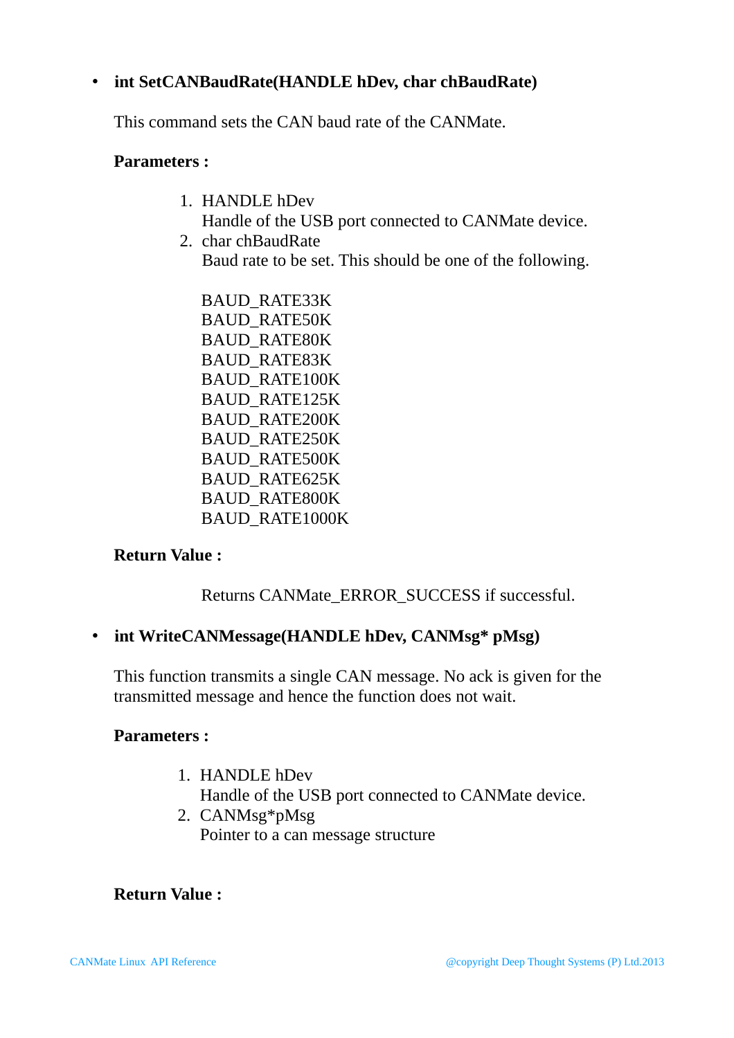- **int SetCANBaudRate(HANDLE hDev, char chBaudRate)**

  This command sets the CAN baud rate of the CANMate.

  **Parameters :**

  1. HANDLE hDev
     Handle of the USB port connected to CANMate device.
  2. char chBaudRate
     Baud rate to be set. This should be one of the following.

     BAUD_RATE33K
     BAUD_RATE50K
     BAUD_RATE80K
     BAUD_RATE83K
     BAUD_RATE100K
     BAUD_RATE125K
     BAUD_RATE200K
     BAUD_RATE250K
     BAUD_RATE500K
     BAUD_RATE625K
     BAUD_RATE800K
     BAUD_RATE1000K

  **Return Value :**

  Returns CANMate_ERROR_SUCCESS if successful.

- **int WriteCANMessage(HANDLE hDev, CANMsg* pMsg)**

  This function transmits a single CAN message. No ack is given for the transmitted message and hence the function does not wait.

  **Parameters :**

  1. HANDLE hDev
     Handle of the USB port connected to CANMate device.
  2. CANMsg*pMsg
     Pointer to a can message structure

  **Return Value :**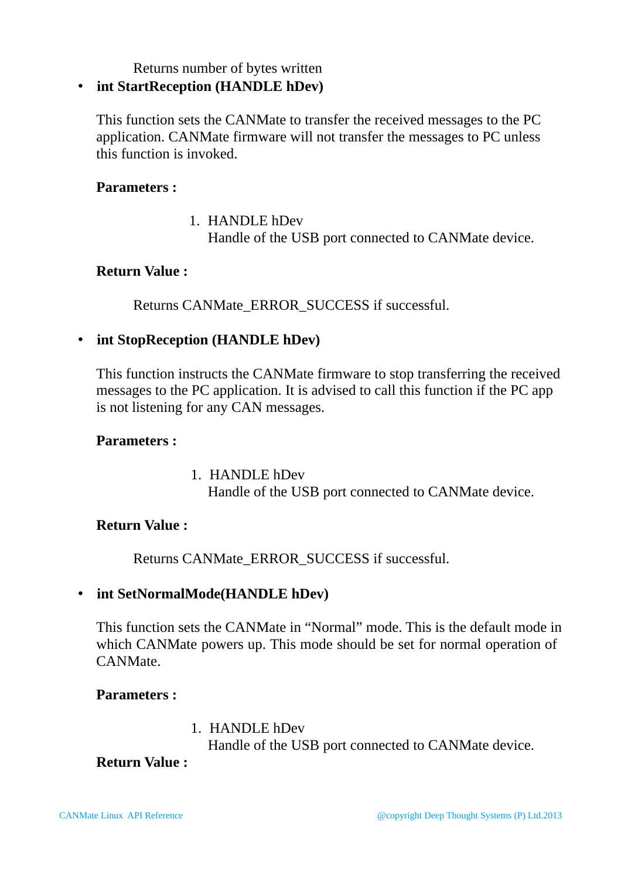Returns number of bytes written

- **int StartReception (HANDLE hDev)**

  This function sets the CANMate to transfer the received messages to the PC application. CANMate firmware will not transfer the messages to PC unless this function is invoked.

  **Parameters :**

  1. HANDLE hDev
     Handle of the USB port connected to CANMate device.

  **Return Value :**

  Returns CANMate_ERROR_SUCCESS if successful.

- **int StopReception (HANDLE hDev)**

  This function instructs the CANMate firmware to stop transferring the received messages to the PC application. It is advised to call this function if the PC app is not listening for any CAN messages.

  **Parameters :**

  1. HANDLE hDev
     Handle of the USB port connected to CANMate device.

  **Return Value :**

  Returns CANMate_ERROR_SUCCESS if successful.

- **int SetNormalMode(HANDLE hDev)**

  This function sets the CANMate in “Normal” mode. This is the default mode in which CANMate powers up. This mode should be set for normal operation of CANMate.

  **Parameters :**

  1. HANDLE hDev
     Handle of the USB port connected to CANMate device.

  **Return Value :**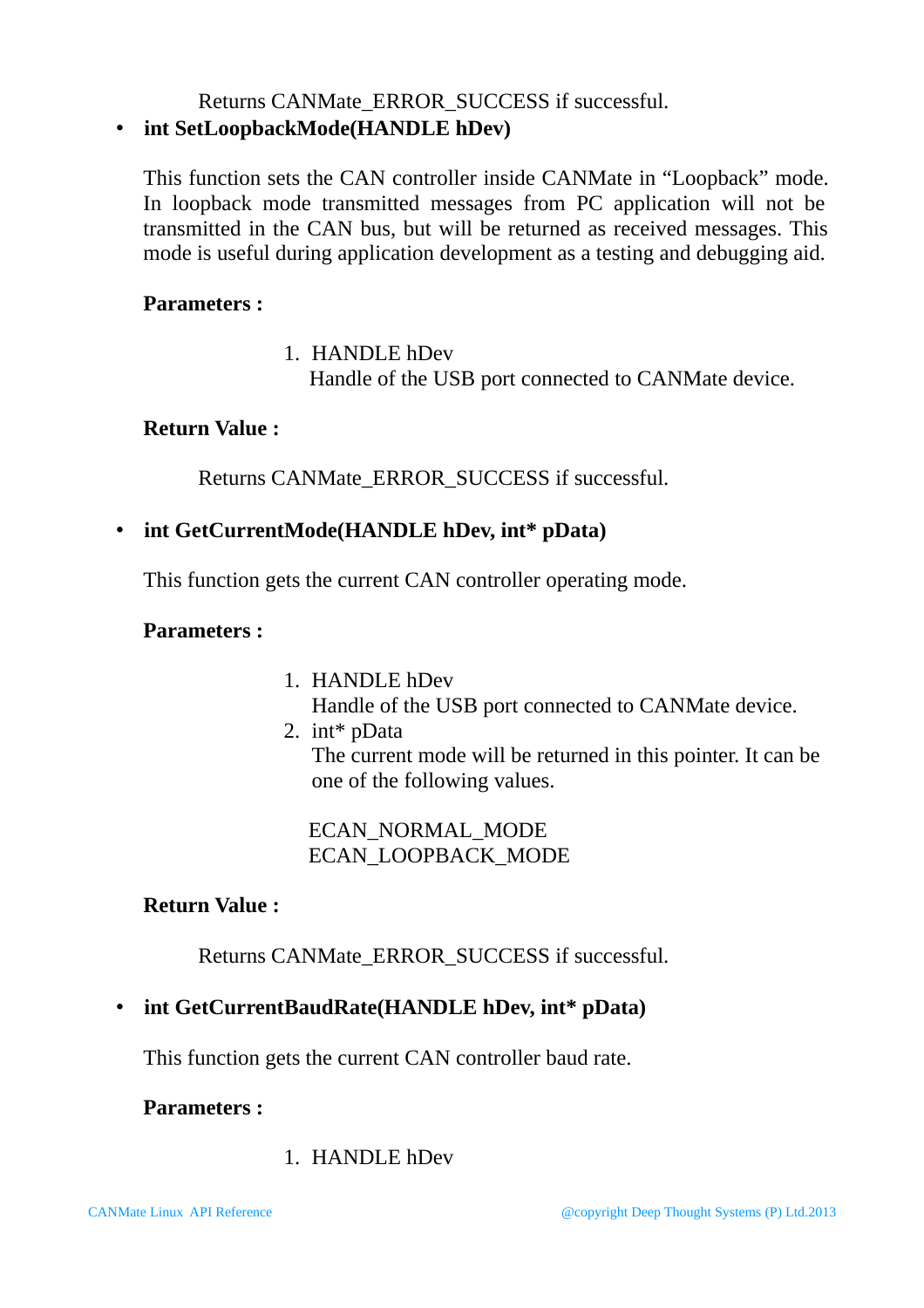Returns CANMate_ERROR_SUCCESS if successful.

- **int SetLoopbackMode(HANDLE hDev)**

This function sets the CAN controller inside CANMate in “Loopback” mode. In loopback mode transmitted messages from PC application will not be transmitted in the CAN bus, but will be returned as received messages. This mode is useful during application development as a testing and debugging aid.

**Parameters :**

1. HANDLE hDev
   Handle of the USB port connected to CANMate device.

**Return Value :**

Returns CANMate_ERROR_SUCCESS if successful.

- **int GetCurrentMode(HANDLE hDev, int* pData)**

This function gets the current CAN controller operating mode.

**Parameters :**

1. HANDLE hDev
   Handle of the USB port connected to CANMate device.
2. int* pData
   The current mode will be returned in this pointer. It can be one of the following values.

   ECAN_NORMAL_MODE
   ECAN_LOOPBACK_MODE

**Return Value :**

Returns CANMate_ERROR_SUCCESS if successful.

- **int GetCurrentBaudRate(HANDLE hDev, int* pData)**

This function gets the current CAN controller baud rate.

**Parameters :**

1. HANDLE hDev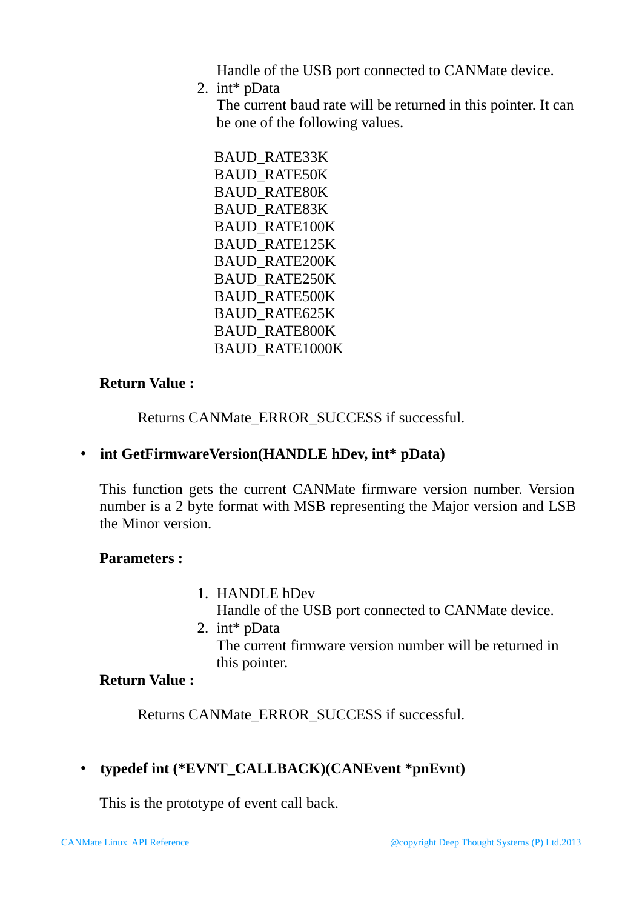Handle of the USB port connected to CANMate device.

2. int* pData
   The current baud rate will be returned in this pointer. It can be one of the following values.

   BAUD_RATE33K
   BAUD_RATE50K
   BAUD_RATE80K
   BAUD_RATE83K
   BAUD_RATE100K
   BAUD_RATE125K
   BAUD_RATE200K
   BAUD_RATE250K
   BAUD_RATE500K
   BAUD_RATE625K
   BAUD_RATE800K
   BAUD_RATE1000K

**Return Value :**

Returns CANMate_ERROR_SUCCESS if successful.

- **int GetFirmwareVersion(HANDLE hDev, int* pData)**

This function gets the current CANMate firmware version number. Version number is a 2 byte format with MSB representing the Major version and LSB the Minor version.

**Parameters :**

1. HANDLE hDev
   Handle of the USB port connected to CANMate device.
2. int* pData
   The current firmware version number will be returned in this pointer.

**Return Value :**

Returns CANMate_ERROR_SUCCESS if successful.

- **typedef int (*EVNT_CALLBACK)(CANEvent *pnEvnt)**

This is the prototype of event call back.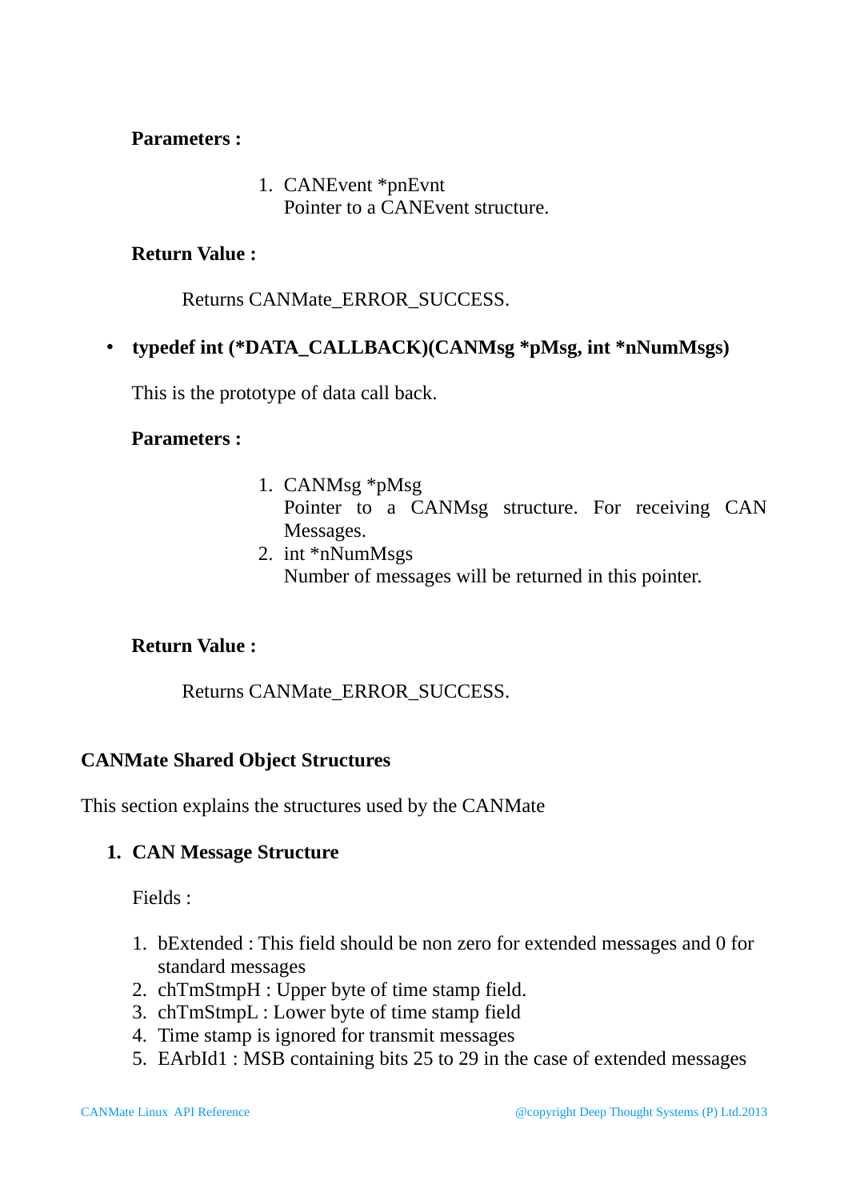**Parameters :**

1. CANEvent *pnEvnt
   Pointer to a CANEvent structure.

**Return Value :**

Returns CANMate_ERROR_SUCCESS.

- **typedef int (*DATA_CALLBACK)(CANMsg *pMsg, int *nNumMsgs)**

  This is the prototype of data call back.

  **Parameters :**

  1. CANMsg *pMsg
     Pointer to a CANMsg structure. For receiving CAN Messages.
  2. int *nNumMsgs
     Number of messages will be returned in this pointer.

  **Return Value :**

  Returns CANMate_ERROR_SUCCESS.

### CANMate Shared Object Structures

This section explains the structures used by the CANMate

1. **CAN Message Structure**

   Fields :

   1. bExtended : This field should be non zero for extended messages and 0 for standard messages
   2. chTmStmpH : Upper byte of time stamp field.
   3. chTmStmpL : Lower byte of time stamp field
   4. Time stamp is ignored for transmit messages
   5. EArbId1 : MSB containing bits 25 to 29 in the case of extended messages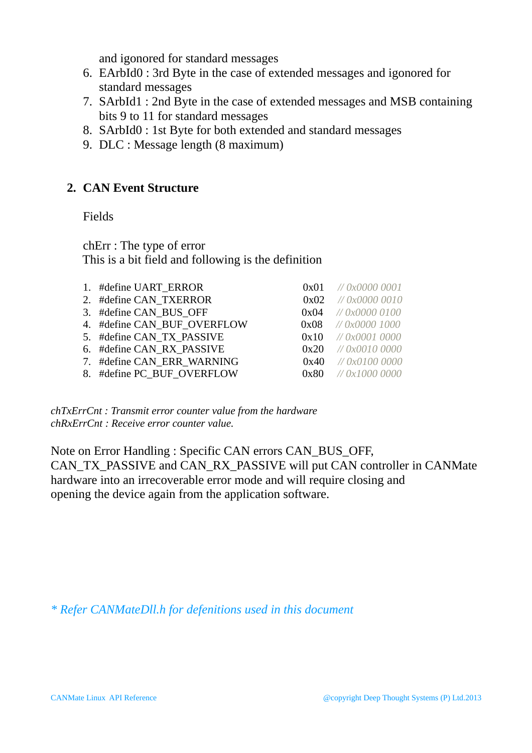and igonored for standard messages

6. EArbId0 : 3rd Byte in the case of extended messages and igonored for standard messages
7. SArbId1 : 2nd Byte in the case of extended messages and MSB containing bits 9 to 11 for standard messages
8. SArbId0 : 1st Byte for both extended and standard messages
9. DLC : Message length (8 maximum)

## 2. CAN Event Structure

Fields

chErr : The type of error
This is a bit field and following is the definition

1. #define UART_ERROR 0x01 *// 0x0000 0001*
2. #define CAN_TXERROR 0x02 *// 0x0000 0010*
3. #define CAN_BUS_OFF 0x04 *// 0x0000 0100*
4. #define CAN_BUF_OVERFLOW 0x08 *// 0x0000 1000*
5. #define CAN_TX_PASSIVE 0x10 *// 0x0001 0000*
6. #define CAN_RX_PASSIVE 0x20 *// 0x0010 0000*
7. #define CAN_ERR_WARNING 0x40 *// 0x0100 0000*
8. #define PC_BUF_OVERFLOW 0x80 *// 0x1000 0000*

*chTxErrCnt : Transmit error counter value from the hardware*
*chRxErrCnt : Receive error counter value.*

Note on Error Handling : Specific CAN errors CAN_BUS_OFF, CAN_TX_PASSIVE and CAN_RX_PASSIVE will put CAN controller in CANMate hardware into an irrecoverable error mode and will require closing and opening the device again from the application software.

*\* Refer CANMateDll.h for defenitions used in this document*